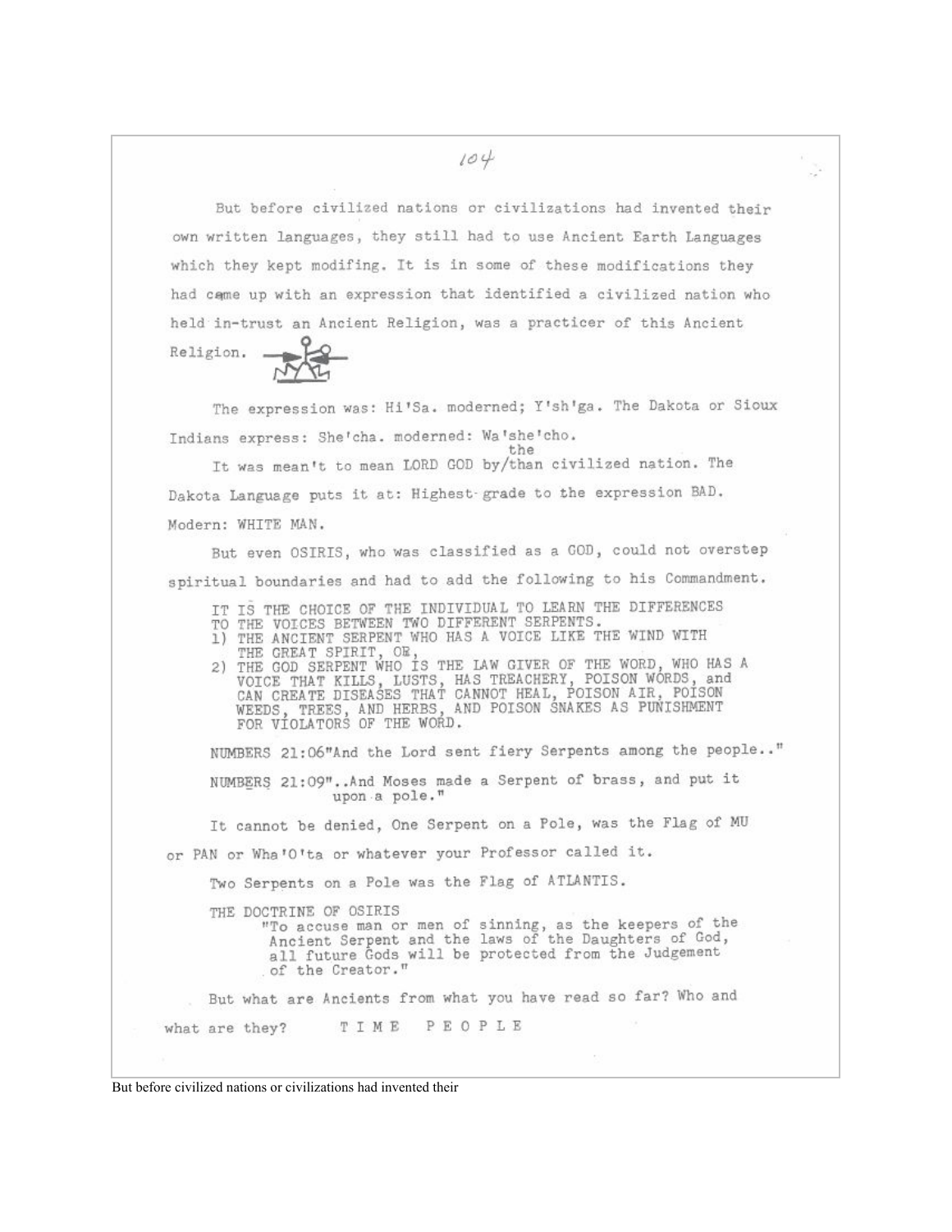But before civilized nations or civilizations had invented their own written languages, they still had to use Ancient Earth Languages which they kept modifing. It is in some of these modifications they had came up with an expression that identified a civilized nation who held in-trust an Ancient Religion, was a practicer of this Ancient Religion.

The expression was: Hi'Sa. moderned; Y'sh'ga. The Dakota or Sioux Indians express: She'cha. moderned: Wa'she'cho.

It was mean't to mean LORD GOD by/~~than~~ the civilized nation. The Dakota Language puts it at: Highest grade to the expression BAD. Modern: WHITE MAN.

But even OSIRIS, who was classified as a GOD, could not overstep spiritual boundaries and had to add the following to his Commandment.

> IT IS THE CHOICE OF THE INDIVIDUAL TO LEARN THE DIFFERENCES TO THE VOICES BETWEEN TWO DIFFERENT SERPENTS.
> 1) THE ANCIENT SERPENT WHO HAS A VOICE LIKE THE WIND WITH THE GREAT SPIRIT, OR,
> 2) THE GOD SERPENT WHO IS THE LAW GIVER OF THE WORD, WHO HAS A VOICE THAT KILLS, LUSTS, HAS TREACHERY, POISON WORDS, and CAN CREATE DISEASES THAT CANNOT HEAL, POISON AIR, POISON WEEDS, TREES, AND HERBS, AND POISON SNAKES AS PUNISHMENT FOR VIOLATORS OF THE WORD.

NUMBERS 21:06"And the Lord sent fiery Serpents among the people.."

NUMBERS 21:09"..And Moses made a Serpent of brass, and put it upon a pole."

It cannot be denied, One Serpent on a Pole, was the Flag of MU or PAN or Wha'O'ta or whatever your Professor called it.

Two Serpents on a Pole was the Flag of ATLANTIS.

THE DOCTRINE OF OSIRIS

> "To accuse man or men of sinning, as the keepers of the Ancient Serpent and the laws of the Daughters of God, all future Gods will be protected from the Judgement of the Creator."

But what are Ancients from what you have read so far? Who and what are they? T I M E P E O P L E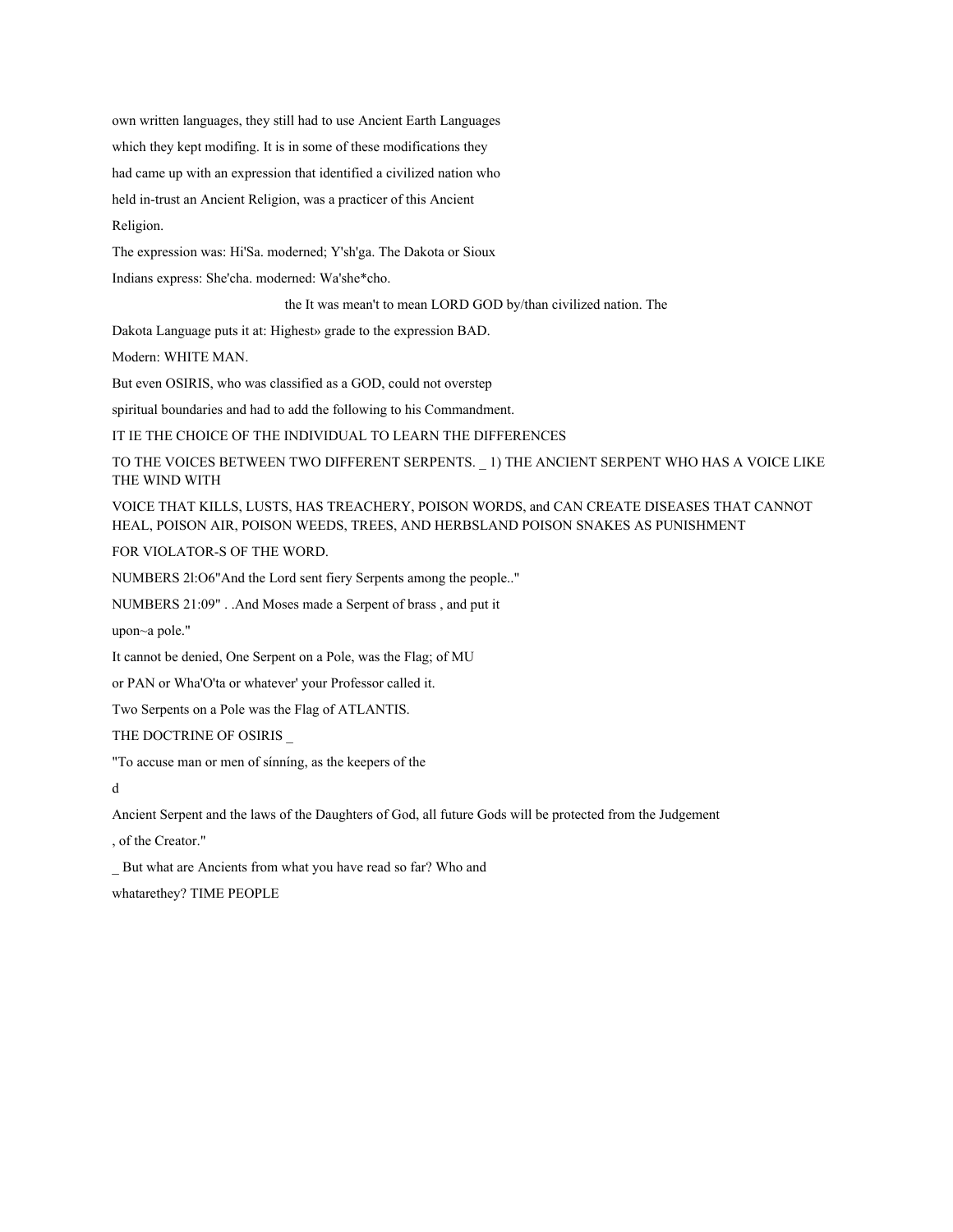own written languages, they still had to use Ancient Earth Languages

which they kept modifing. It is in some of these modifications they

had came up with an expression that identified a civilized nation who

held in-trust an Ancient Religion, was a practicer of this Ancient

Religion.

The expression was: Hi'Sa. moderned; Y'sh'ga. The Dakota or Sioux

Indians express: She'cha. moderned: Wa'she*cho.

the It was mean't to mean LORD GOD by/than civilized nation. The

Dakota Language puts it at: Highest» grade to the expression BAD.

Modern: WHITE MAN.

But even OSIRIS, who was classified as a GOD, could not overstep

spiritual boundaries and had to add the following to his Commandment.

IT IE THE CHOICE OF THE INDIVIDUAL TO LEARN THE DIFFERENCES

TO THE VOICES BETWEEN TWO DIFFERENT SERPENTS. _ 1) THE ANCIENT SERPENT WHO HAS A VOICE LIKE THE WIND WITH

VOICE THAT KILLS, LUSTS, HAS TREACHERY, POISON WORDS, and CAN CREATE DISEASES THAT CANNOT HEAL, POISON AIR, POISON WEEDS, TREES, AND HERBSLAND POISON SNAKES AS PUNISHMENT

FOR VIOLATOR-S OF THE WORD.

NUMBERS 2l:O6"And the Lord sent fiery Serpents among the people.."

NUMBERS 21:09" . .And Moses made a Serpent of brass , and put it

upon~a pole."

It cannot be denied, One Serpent on a Pole, was the Flag; of MU

or PAN or Wha'O'ta or whatever' your Professor called it.

Two Serpents on a Pole was the Flag of ATLANTIS.

THE DOCTRINE OF OSIRIS _

"To accuse man or men of sínníng, as the keepers of the

d

Ancient Serpent and the laws of the Daughters of God, all future Gods will be protected from the Judgement

, of the Creator."

_ But what are Ancients from what you have read so far? Who and

whatarethey? TIME PEOPLE